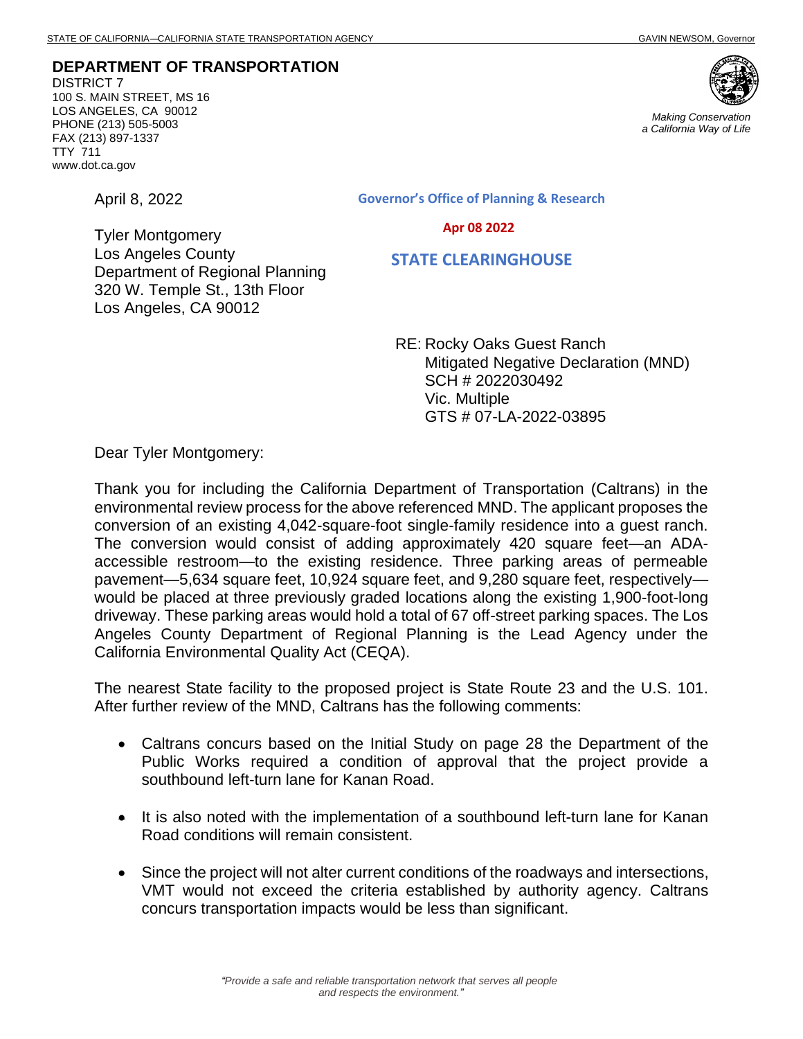STATE OF CALIFORNIA—CALIFORNIA STATE TRANSPORTATION AGENCY — GAVIN NEWSOM, Governor

**DEPARTMENT OF TRANSPORTATION**
DISTRICT 7
100 S. MAIN STREET, MS 16
LOS ANGELES, CA 90012
PHONE (213) 505-5003
FAX (213) 897-1337
TTY 711
www.dot.ca.gov

*Making Conservation a California Way of Life*

April 8, 2022

Governor's Office of Planning & Research

Apr 08 2022

STATE CLEARINGHOUSE

Tyler Montgomery
Los Angeles County
Department of Regional Planning
320 W. Temple St., 13th Floor
Los Angeles, CA 90012

RE: Rocky Oaks Guest Ranch
Mitigated Negative Declaration (MND)
SCH # 2022030492
Vic. Multiple
GTS # 07-LA-2022-03895

Dear Tyler Montgomery:

Thank you for including the California Department of Transportation (Caltrans) in the environmental review process for the above referenced MND. The applicant proposes the conversion of an existing 4,042-square-foot single-family residence into a guest ranch. The conversion would consist of adding approximately 420 square feet—an ADA-accessible restroom—to the existing residence. Three parking areas of permeable pavement—5,634 square feet, 10,924 square feet, and 9,280 square feet, respectively—would be placed at three previously graded locations along the existing 1,900-foot-long driveway. These parking areas would hold a total of 67 off-street parking spaces. The Los Angeles County Department of Regional Planning is the Lead Agency under the California Environmental Quality Act (CEQA).

The nearest State facility to the proposed project is State Route 23 and the U.S. 101. After further review of the MND, Caltrans has the following comments:

- Caltrans concurs based on the Initial Study on page 28 the Department of the Public Works required a condition of approval that the project provide a southbound left-turn lane for Kanan Road.
- It is also noted with the implementation of a southbound left-turn lane for Kanan Road conditions will remain consistent.
- Since the project will not alter current conditions of the roadways and intersections, VMT would not exceed the criteria established by authority agency. Caltrans concurs transportation impacts would be less than significant.

*"Provide a safe and reliable transportation network that serves all people and respects the environment."*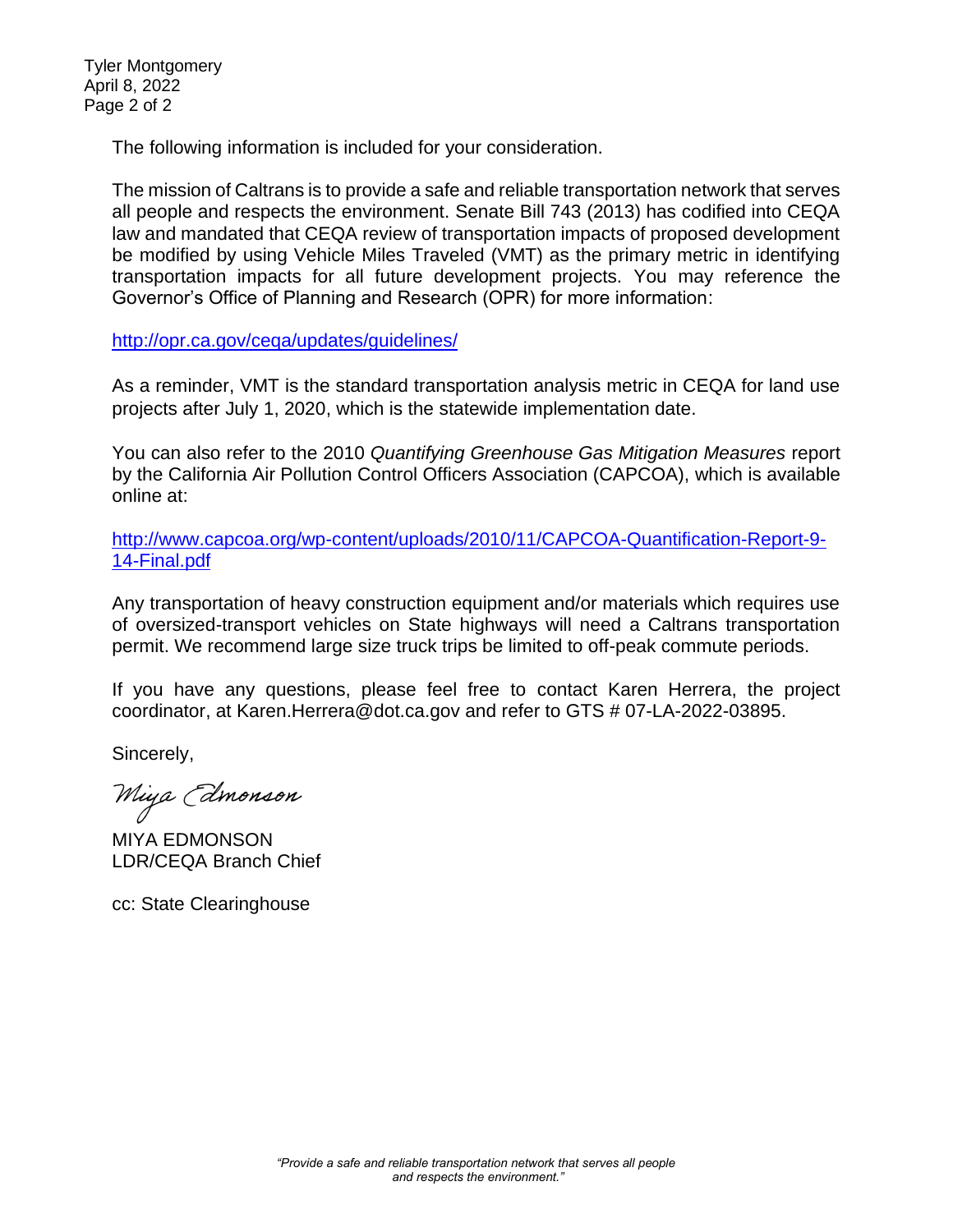The following information is included for your consideration.

The mission of Caltrans is to provide a safe and reliable transportation network that serves all people and respects the environment. Senate Bill 743 (2013) has codified into CEQA law and mandated that CEQA review of transportation impacts of proposed development be modified by using Vehicle Miles Traveled (VMT) as the primary metric in identifying transportation impacts for all future development projects. You may reference the Governor's Office of Planning and Research (OPR) for more information:

http://opr.ca.gov/ceqa/updates/guidelines/

As a reminder, VMT is the standard transportation analysis metric in CEQA for land use projects after July 1, 2020, which is the statewide implementation date.

You can also refer to the 2010 *Quantifying Greenhouse Gas Mitigation Measures* report by the California Air Pollution Control Officers Association (CAPCOA), which is available online at:

http://www.capcoa.org/wp-content/uploads/2010/11/CAPCOA-Quantification-Report-9-14-Final.pdf

Any transportation of heavy construction equipment and/or materials which requires use of oversized-transport vehicles on State highways will need a Caltrans transportation permit. We recommend large size truck trips be limited to off-peak commute periods.

If you have any questions, please feel free to contact Karen Herrera, the project coordinator, at Karen.Herrera@dot.ca.gov and refer to GTS # 07-LA-2022-03895.

Sincerely,

Miya Edmonson

MIYA EDMONSON
LDR/CEQA Branch Chief

cc: State Clearinghouse

*"Provide a safe and reliable transportation network that serves all people and respects the environment."*